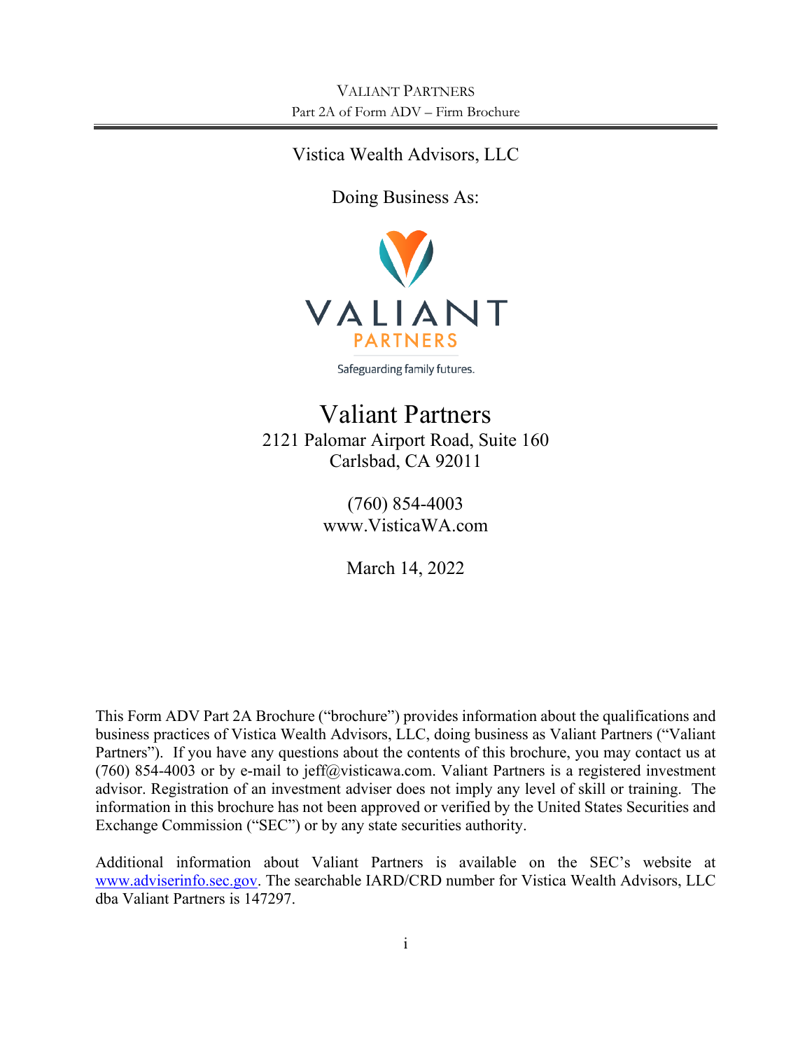Vistica Wealth Advisors, LLC

Doing Business As:

VALIANT PARTNERS

Safeguarding family futures.

# Valiant Partners

2121 Palomar Airport Road, Suite 160
Carlsbad, CA 92011

(760) 854-4003
www.VisticaWA.com

March 14, 2022

This Form ADV Part 2A Brochure ("brochure") provides information about the qualifications and business practices of Vistica Wealth Advisors, LLC, doing business as Valiant Partners ("Valiant Partners"). If you have any questions about the contents of this brochure, you may contact us at (760) 854-4003 or by e-mail to jeff@visticawa.com. Valiant Partners is a registered investment advisor. Registration of an investment adviser does not imply any level of skill or training. The information in this brochure has not been approved or verified by the United States Securities and Exchange Commission ("SEC") or by any state securities authority.

Additional information about Valiant Partners is available on the SEC's website at www.adviserinfo.sec.gov. The searchable IARD/CRD number for Vistica Wealth Advisors, LLC dba Valiant Partners is 147297.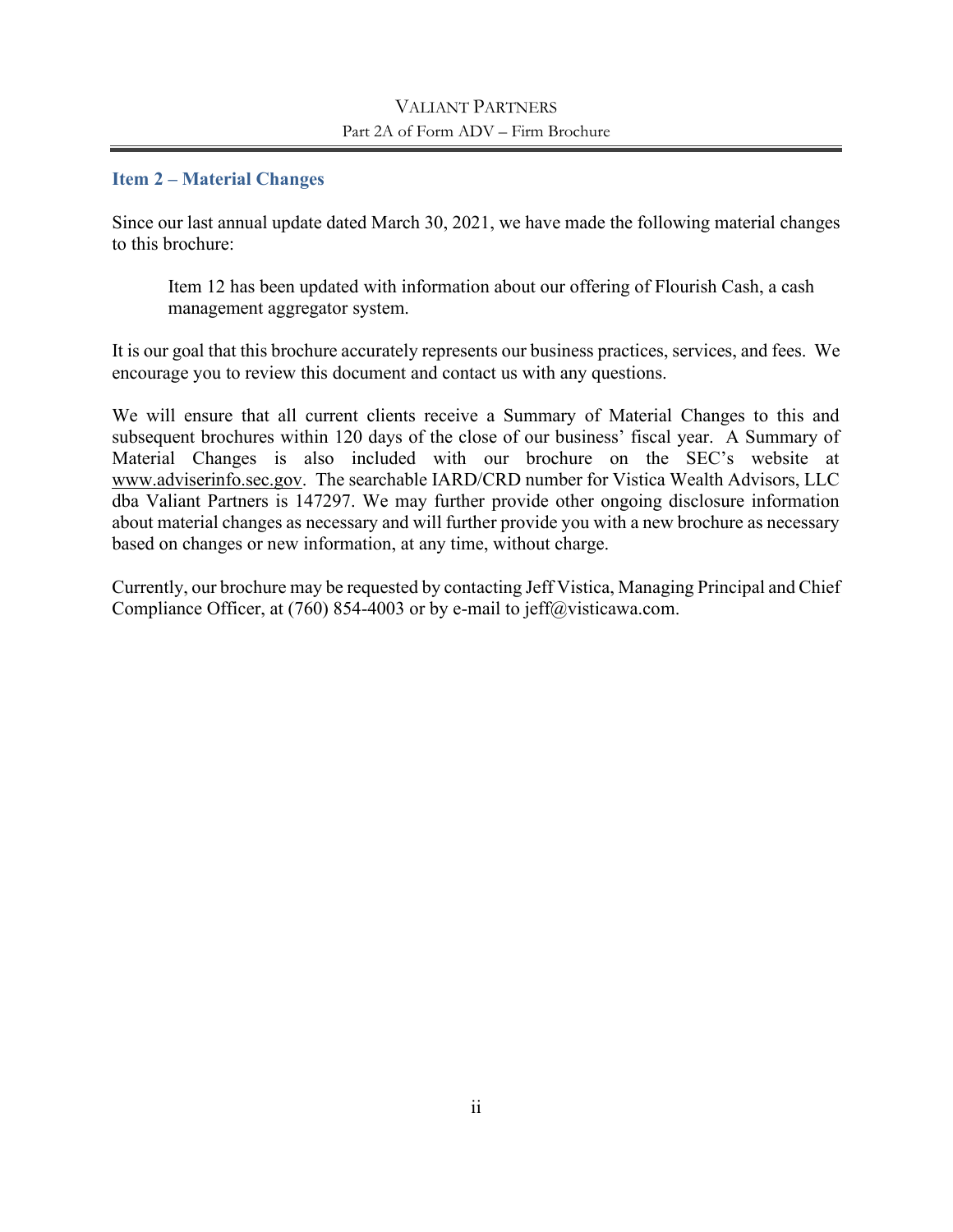## Item 2 – Material Changes

Since our last annual update dated March 30, 2021, we have made the following material changes to this brochure:

> Item 12 has been updated with information about our offering of Flourish Cash, a cash management aggregator system.

It is our goal that this brochure accurately represents our business practices, services, and fees. We encourage you to review this document and contact us with any questions.

We will ensure that all current clients receive a Summary of Material Changes to this and subsequent brochures within 120 days of the close of our business' fiscal year. A Summary of Material Changes is also included with our brochure on the SEC's website at www.adviserinfo.sec.gov. The searchable IARD/CRD number for Vistica Wealth Advisors, LLC dba Valiant Partners is 147297. We may further provide other ongoing disclosure information about material changes as necessary and will further provide you with a new brochure as necessary based on changes or new information, at any time, without charge.

Currently, our brochure may be requested by contacting Jeff Vistica, Managing Principal and Chief Compliance Officer, at (760) 854-4003 or by e-mail to jeff@visticawa.com.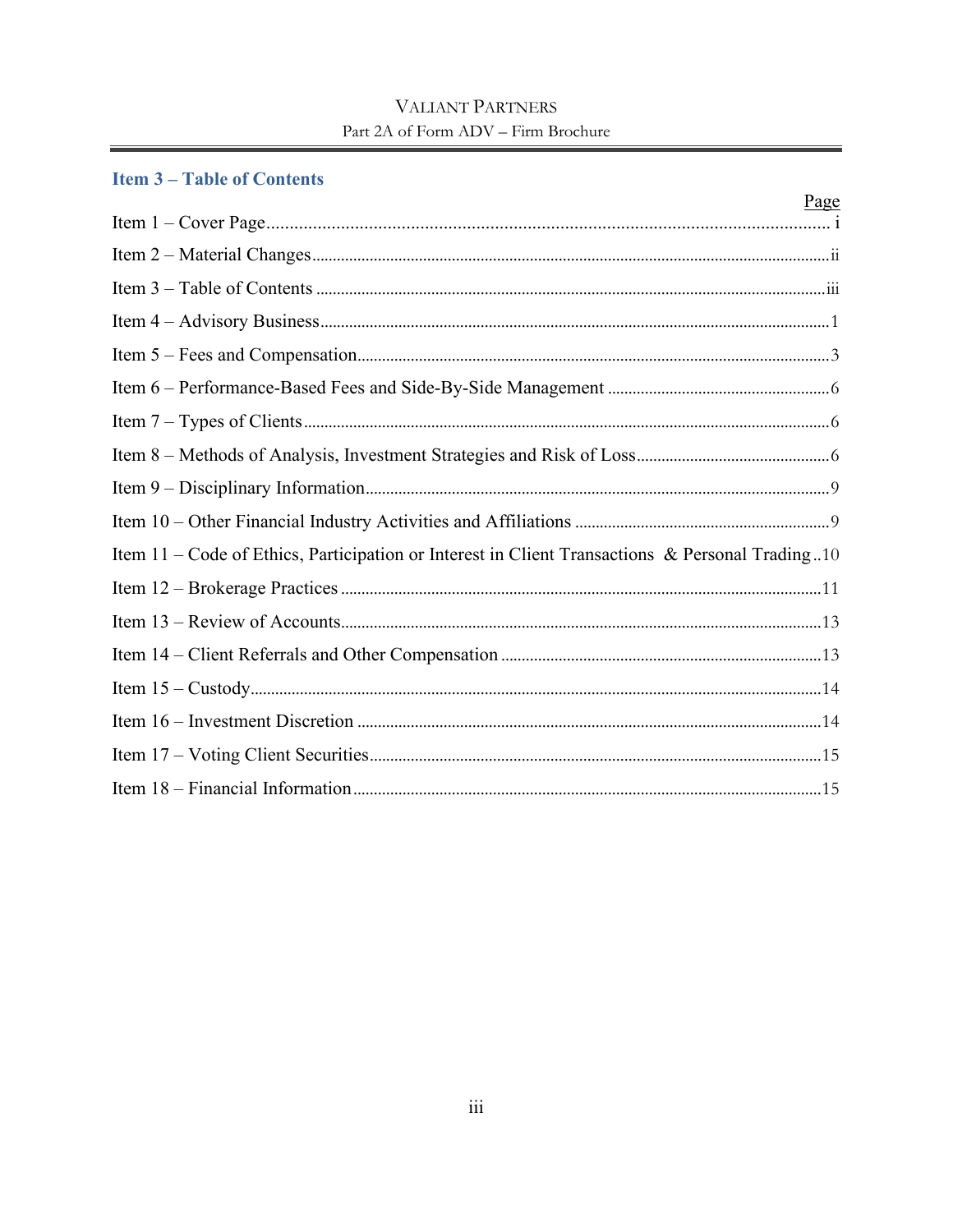## Item 3 – Table of Contents

| | Page |
|---|---|
| Item 1 – Cover Page | i |
| Item 2 – Material Changes | ii |
| Item 3 – Table of Contents | iii |
| Item 4 – Advisory Business | 1 |
| Item 5 – Fees and Compensation | 3 |
| Item 6 – Performance-Based Fees and Side-By-Side Management | 6 |
| Item 7 – Types of Clients | 6 |
| Item 8 – Methods of Analysis, Investment Strategies and Risk of Loss | 6 |
| Item 9 – Disciplinary Information | 9 |
| Item 10 – Other Financial Industry Activities and Affiliations | 9 |
| Item 11 – Code of Ethics, Participation or Interest in Client Transactions & Personal Trading | 10 |
| Item 12 – Brokerage Practices | 11 |
| Item 13 – Review of Accounts | 13 |
| Item 14 – Client Referrals and Other Compensation | 13 |
| Item 15 – Custody | 14 |
| Item 16 – Investment Discretion | 14 |
| Item 17 – Voting Client Securities | 15 |
| Item 18 – Financial Information | 15 |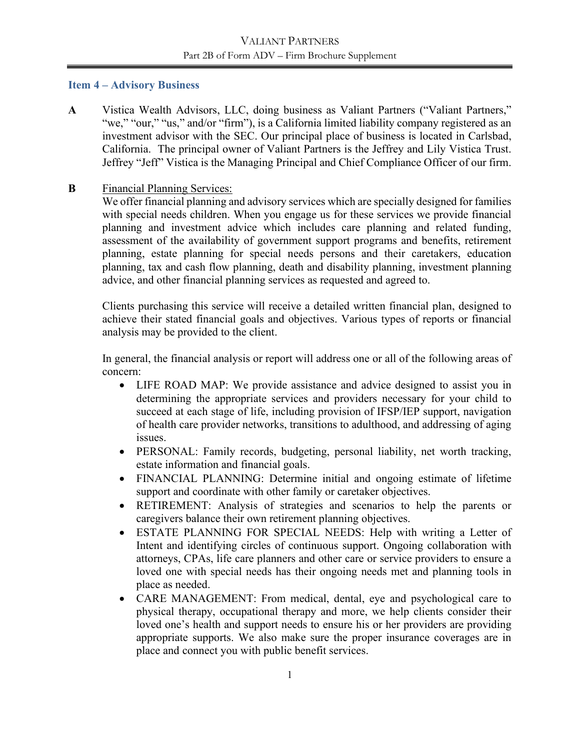## Item 4 – Advisory Business

**A** Vistica Wealth Advisors, LLC, doing business as Valiant Partners ("Valiant Partners," "we," "our," "us," and/or "firm"), is a California limited liability company registered as an investment advisor with the SEC. Our principal place of business is located in Carlsbad, California. The principal owner of Valiant Partners is the Jeffrey and Lily Vistica Trust. Jeffrey "Jeff" Vistica is the Managing Principal and Chief Compliance Officer of our firm.

**B** Financial Planning Services:

We offer financial planning and advisory services which are specially designed for families with special needs children. When you engage us for these services we provide financial planning and investment advice which includes care planning and related funding, assessment of the availability of government support programs and benefits, retirement planning, estate planning for special needs persons and their caretakers, education planning, tax and cash flow planning, death and disability planning, investment planning advice, and other financial planning services as requested and agreed to.

Clients purchasing this service will receive a detailed written financial plan, designed to achieve their stated financial goals and objectives. Various types of reports or financial analysis may be provided to the client.

In general, the financial analysis or report will address one or all of the following areas of concern:

- LIFE ROAD MAP: We provide assistance and advice designed to assist you in determining the appropriate services and providers necessary for your child to succeed at each stage of life, including provision of IFSP/IEP support, navigation of health care provider networks, transitions to adulthood, and addressing of aging issues.
- PERSONAL: Family records, budgeting, personal liability, net worth tracking, estate information and financial goals.
- FINANCIAL PLANNING: Determine initial and ongoing estimate of lifetime support and coordinate with other family or caretaker objectives.
- RETIREMENT: Analysis of strategies and scenarios to help the parents or caregivers balance their own retirement planning objectives.
- ESTATE PLANNING FOR SPECIAL NEEDS: Help with writing a Letter of Intent and identifying circles of continuous support. Ongoing collaboration with attorneys, CPAs, life care planners and other care or service providers to ensure a loved one with special needs has their ongoing needs met and planning tools in place as needed.
- CARE MANAGEMENT: From medical, dental, eye and psychological care to physical therapy, occupational therapy and more, we help clients consider their loved one's health and support needs to ensure his or her providers are providing appropriate supports. We also make sure the proper insurance coverages are in place and connect you with public benefit services.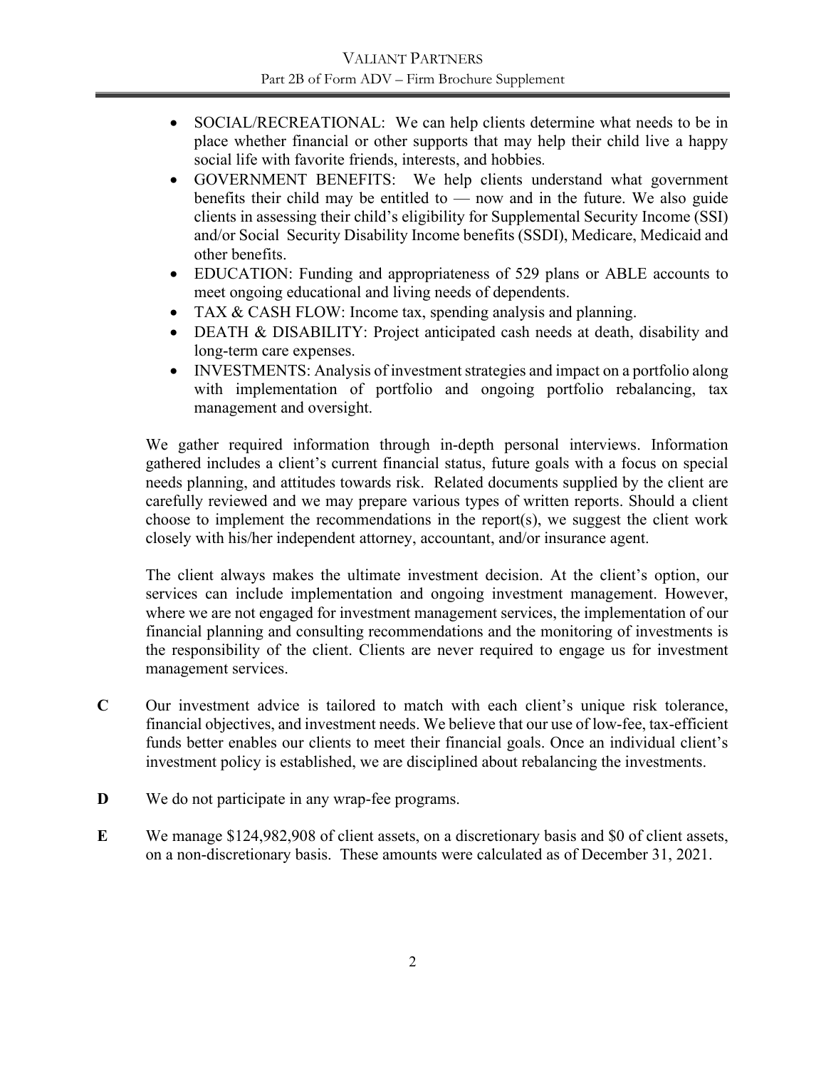- SOCIAL/RECREATIONAL: We can help clients determine what needs to be in place whether financial or other supports that may help their child live a happy social life with favorite friends, interests, and hobbies.
- GOVERNMENT BENEFITS: We help clients understand what government benefits their child may be entitled to — now and in the future. We also guide clients in assessing their child's eligibility for Supplemental Security Income (SSI) and/or Social Security Disability Income benefits (SSDI), Medicare, Medicaid and other benefits.
- EDUCATION: Funding and appropriateness of 529 plans or ABLE accounts to meet ongoing educational and living needs of dependents.
- TAX & CASH FLOW: Income tax, spending analysis and planning.
- DEATH & DISABILITY: Project anticipated cash needs at death, disability and long-term care expenses.
- INVESTMENTS: Analysis of investment strategies and impact on a portfolio along with implementation of portfolio and ongoing portfolio rebalancing, tax management and oversight.

We gather required information through in-depth personal interviews. Information gathered includes a client's current financial status, future goals with a focus on special needs planning, and attitudes towards risk. Related documents supplied by the client are carefully reviewed and we may prepare various types of written reports. Should a client choose to implement the recommendations in the report(s), we suggest the client work closely with his/her independent attorney, accountant, and/or insurance agent.

The client always makes the ultimate investment decision. At the client's option, our services can include implementation and ongoing investment management. However, where we are not engaged for investment management services, the implementation of our financial planning and consulting recommendations and the monitoring of investments is the responsibility of the client. Clients are never required to engage us for investment management services.

**C** Our investment advice is tailored to match with each client's unique risk tolerance, financial objectives, and investment needs. We believe that our use of low-fee, tax-efficient funds better enables our clients to meet their financial goals. Once an individual client's investment policy is established, we are disciplined about rebalancing the investments.

**D** We do not participate in any wrap-fee programs.

**E** We manage $124,982,908 of client assets, on a discretionary basis and $0 of client assets, on a non-discretionary basis. These amounts were calculated as of December 31, 2021.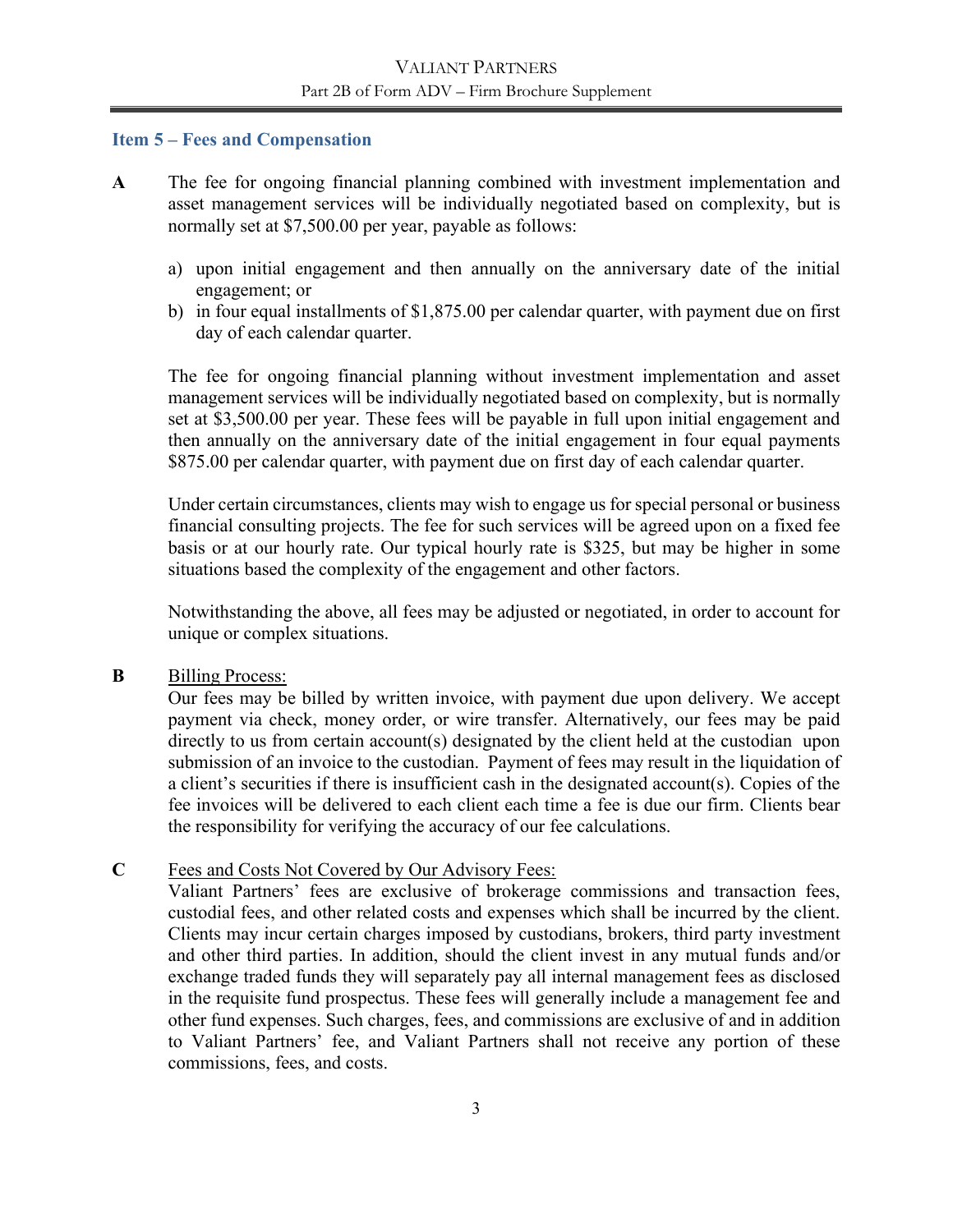## Item 5 – Fees and Compensation

**A** The fee for ongoing financial planning combined with investment implementation and asset management services will be individually negotiated based on complexity, but is normally set at $7,500.00 per year, payable as follows:

a) upon initial engagement and then annually on the anniversary date of the initial engagement; or
b) in four equal installments of $1,875.00 per calendar quarter, with payment due on first day of each calendar quarter.

The fee for ongoing financial planning without investment implementation and asset management services will be individually negotiated based on complexity, but is normally set at $3,500.00 per year. These fees will be payable in full upon initial engagement and then annually on the anniversary date of the initial engagement in four equal payments $875.00 per calendar quarter, with payment due on first day of each calendar quarter.

Under certain circumstances, clients may wish to engage us for special personal or business financial consulting projects. The fee for such services will be agreed upon on a fixed fee basis or at our hourly rate. Our typical hourly rate is $325, but may be higher in some situations based the complexity of the engagement and other factors.

Notwithstanding the above, all fees may be adjusted or negotiated, in order to account for unique or complex situations.

**B** Billing Process:

Our fees may be billed by written invoice, with payment due upon delivery. We accept payment via check, money order, or wire transfer. Alternatively, our fees may be paid directly to us from certain account(s) designated by the client held at the custodian upon submission of an invoice to the custodian. Payment of fees may result in the liquidation of a client's securities if there is insufficient cash in the designated account(s). Copies of the fee invoices will be delivered to each client each time a fee is due our firm. Clients bear the responsibility for verifying the accuracy of our fee calculations.

**C** Fees and Costs Not Covered by Our Advisory Fees:

Valiant Partners' fees are exclusive of brokerage commissions and transaction fees, custodial fees, and other related costs and expenses which shall be incurred by the client. Clients may incur certain charges imposed by custodians, brokers, third party investment and other third parties. In addition, should the client invest in any mutual funds and/or exchange traded funds they will separately pay all internal management fees as disclosed in the requisite fund prospectus. These fees will generally include a management fee and other fund expenses. Such charges, fees, and commissions are exclusive of and in addition to Valiant Partners' fee, and Valiant Partners shall not receive any portion of these commissions, fees, and costs.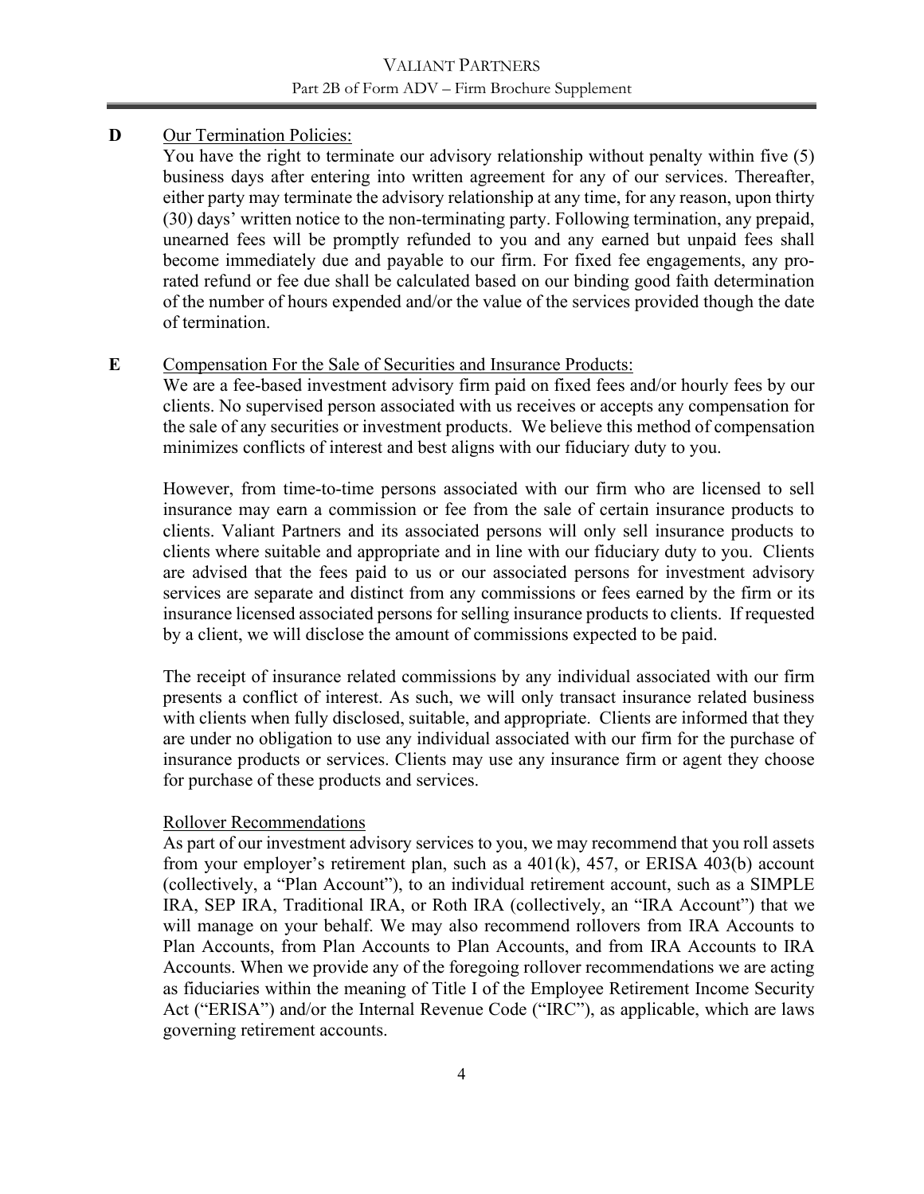**D** <u>Our Termination Policies:</u>

You have the right to terminate our advisory relationship without penalty within five (5) business days after entering into written agreement for any of our services. Thereafter, either party may terminate the advisory relationship at any time, for any reason, upon thirty (30) days' written notice to the non-terminating party. Following termination, any prepaid, unearned fees will be promptly refunded to you and any earned but unpaid fees shall become immediately due and payable to our firm. For fixed fee engagements, any pro-rated refund or fee due shall be calculated based on our binding good faith determination of the number of hours expended and/or the value of the services provided though the date of termination.

**E** <u>Compensation For the Sale of Securities and Insurance Products:</u>

We are a fee-based investment advisory firm paid on fixed fees and/or hourly fees by our clients. No supervised person associated with us receives or accepts any compensation for the sale of any securities or investment products. We believe this method of compensation minimizes conflicts of interest and best aligns with our fiduciary duty to you.

However, from time-to-time persons associated with our firm who are licensed to sell insurance may earn a commission or fee from the sale of certain insurance products to clients. Valiant Partners and its associated persons will only sell insurance products to clients where suitable and appropriate and in line with our fiduciary duty to you. Clients are advised that the fees paid to us or our associated persons for investment advisory services are separate and distinct from any commissions or fees earned by the firm or its insurance licensed associated persons for selling insurance products to clients. If requested by a client, we will disclose the amount of commissions expected to be paid.

The receipt of insurance related commissions by any individual associated with our firm presents a conflict of interest. As such, we will only transact insurance related business with clients when fully disclosed, suitable, and appropriate. Clients are informed that they are under no obligation to use any individual associated with our firm for the purchase of insurance products or services. Clients may use any insurance firm or agent they choose for purchase of these products and services.

<u>Rollover Recommendations</u>

As part of our investment advisory services to you, we may recommend that you roll assets from your employer's retirement plan, such as a 401(k), 457, or ERISA 403(b) account (collectively, a "Plan Account"), to an individual retirement account, such as a SIMPLE IRA, SEP IRA, Traditional IRA, or Roth IRA (collectively, an "IRA Account") that we will manage on your behalf. We may also recommend rollovers from IRA Accounts to Plan Accounts, from Plan Accounts to Plan Accounts, and from IRA Accounts to IRA Accounts. When we provide any of the foregoing rollover recommendations we are acting as fiduciaries within the meaning of Title I of the Employee Retirement Income Security Act ("ERISA") and/or the Internal Revenue Code ("IRC"), as applicable, which are laws governing retirement accounts.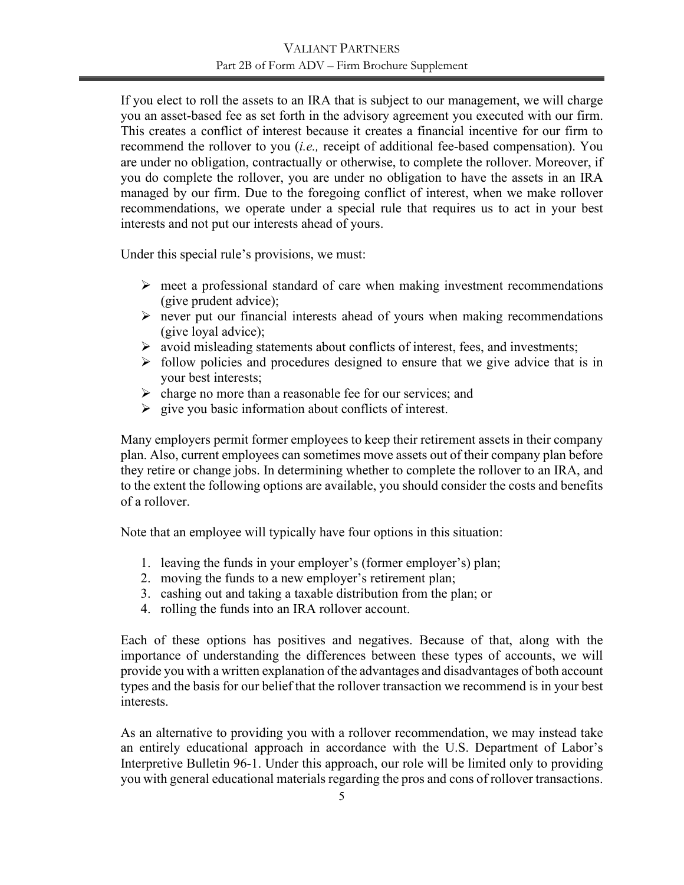If you elect to roll the assets to an IRA that is subject to our management, we will charge you an asset-based fee as set forth in the advisory agreement you executed with our firm. This creates a conflict of interest because it creates a financial incentive for our firm to recommend the rollover to you (*i.e.,* receipt of additional fee-based compensation). You are under no obligation, contractually or otherwise, to complete the rollover. Moreover, if you do complete the rollover, you are under no obligation to have the assets in an IRA managed by our firm. Due to the foregoing conflict of interest, when we make rollover recommendations, we operate under a special rule that requires us to act in your best interests and not put our interests ahead of yours.

Under this special rule's provisions, we must:

- meet a professional standard of care when making investment recommendations (give prudent advice);
- never put our financial interests ahead of yours when making recommendations (give loyal advice);
- avoid misleading statements about conflicts of interest, fees, and investments;
- follow policies and procedures designed to ensure that we give advice that is in your best interests;
- charge no more than a reasonable fee for our services; and
- give you basic information about conflicts of interest.

Many employers permit former employees to keep their retirement assets in their company plan. Also, current employees can sometimes move assets out of their company plan before they retire or change jobs. In determining whether to complete the rollover to an IRA, and to the extent the following options are available, you should consider the costs and benefits of a rollover.

Note that an employee will typically have four options in this situation:

1. leaving the funds in your employer's (former employer's) plan;
2. moving the funds to a new employer's retirement plan;
3. cashing out and taking a taxable distribution from the plan; or
4. rolling the funds into an IRA rollover account.

Each of these options has positives and negatives. Because of that, along with the importance of understanding the differences between these types of accounts, we will provide you with a written explanation of the advantages and disadvantages of both account types and the basis for our belief that the rollover transaction we recommend is in your best interests.

As an alternative to providing you with a rollover recommendation, we may instead take an entirely educational approach in accordance with the U.S. Department of Labor's Interpretive Bulletin 96-1. Under this approach, our role will be limited only to providing you with general educational materials regarding the pros and cons of rollover transactions.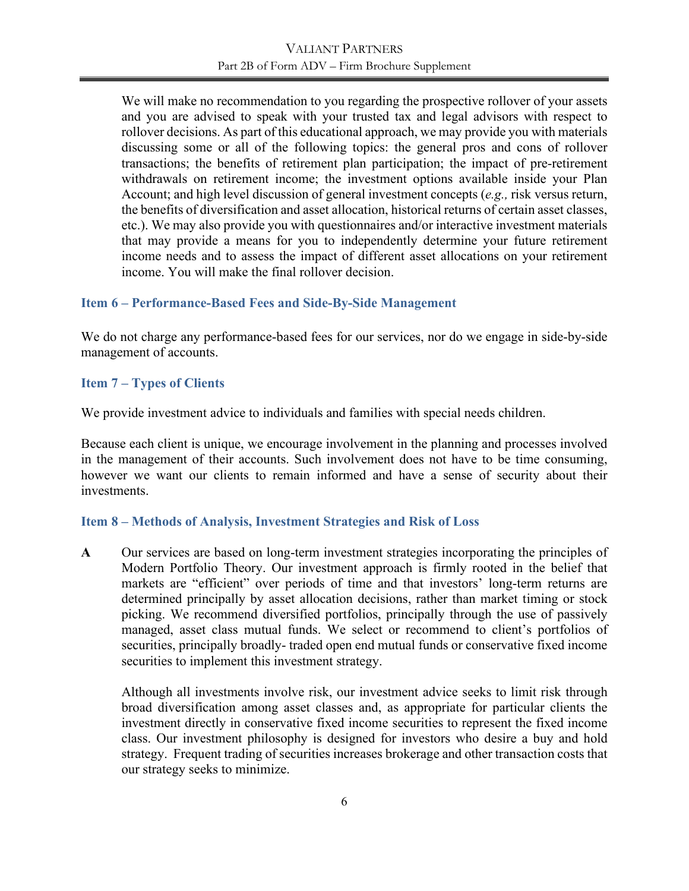We will make no recommendation to you regarding the prospective rollover of your assets and you are advised to speak with your trusted tax and legal advisors with respect to rollover decisions. As part of this educational approach, we may provide you with materials discussing some or all of the following topics: the general pros and cons of rollover transactions; the benefits of retirement plan participation; the impact of pre-retirement withdrawals on retirement income; the investment options available inside your Plan Account; and high level discussion of general investment concepts (*e.g.,* risk versus return, the benefits of diversification and asset allocation, historical returns of certain asset classes, etc.). We may also provide you with questionnaires and/or interactive investment materials that may provide a means for you to independently determine your future retirement income needs and to assess the impact of different asset allocations on your retirement income. You will make the final rollover decision.

## Item 6 – Performance-Based Fees and Side-By-Side Management

We do not charge any performance-based fees for our services, nor do we engage in side-by-side management of accounts.

## Item 7 – Types of Clients

We provide investment advice to individuals and families with special needs children.

Because each client is unique, we encourage involvement in the planning and processes involved in the management of their accounts. Such involvement does not have to be time consuming, however we want our clients to remain informed and have a sense of security about their investments.

## Item 8 – Methods of Analysis, Investment Strategies and Risk of Loss

**A** Our services are based on long-term investment strategies incorporating the principles of Modern Portfolio Theory. Our investment approach is firmly rooted in the belief that markets are "efficient" over periods of time and that investors' long-term returns are determined principally by asset allocation decisions, rather than market timing or stock picking. We recommend diversified portfolios, principally through the use of passively managed, asset class mutual funds. We select or recommend to client's portfolios of securities, principally broadly- traded open end mutual funds or conservative fixed income securities to implement this investment strategy.

Although all investments involve risk, our investment advice seeks to limit risk through broad diversification among asset classes and, as appropriate for particular clients the investment directly in conservative fixed income securities to represent the fixed income class. Our investment philosophy is designed for investors who desire a buy and hold strategy. Frequent trading of securities increases brokerage and other transaction costs that our strategy seeks to minimize.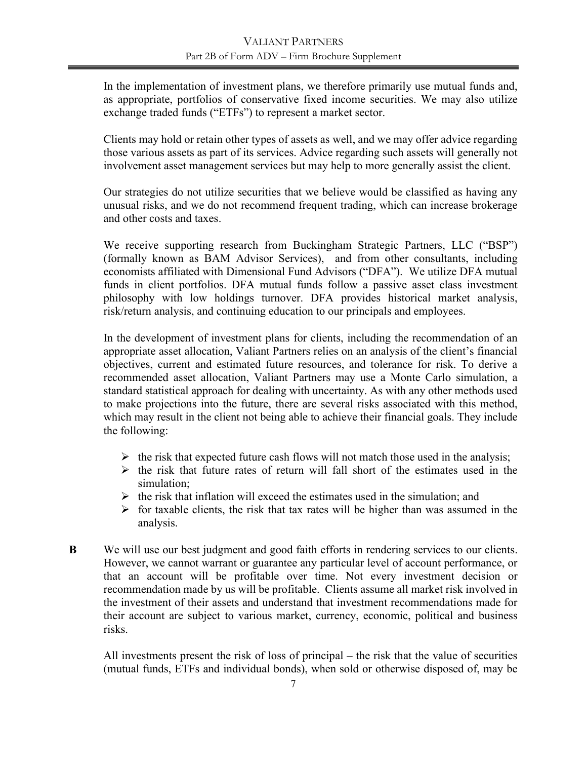In the implementation of investment plans, we therefore primarily use mutual funds and, as appropriate, portfolios of conservative fixed income securities. We may also utilize exchange traded funds ("ETFs") to represent a market sector.

Clients may hold or retain other types of assets as well, and we may offer advice regarding those various assets as part of its services. Advice regarding such assets will generally not involvement asset management services but may help to more generally assist the client.

Our strategies do not utilize securities that we believe would be classified as having any unusual risks, and we do not recommend frequent trading, which can increase brokerage and other costs and taxes.

We receive supporting research from Buckingham Strategic Partners, LLC ("BSP") (formally known as BAM Advisor Services), and from other consultants, including economists affiliated with Dimensional Fund Advisors ("DFA"). We utilize DFA mutual funds in client portfolios. DFA mutual funds follow a passive asset class investment philosophy with low holdings turnover. DFA provides historical market analysis, risk/return analysis, and continuing education to our principals and employees.

In the development of investment plans for clients, including the recommendation of an appropriate asset allocation, Valiant Partners relies on an analysis of the client's financial objectives, current and estimated future resources, and tolerance for risk. To derive a recommended asset allocation, Valiant Partners may use a Monte Carlo simulation, a standard statistical approach for dealing with uncertainty. As with any other methods used to make projections into the future, there are several risks associated with this method, which may result in the client not being able to achieve their financial goals. They include the following:

- the risk that expected future cash flows will not match those used in the analysis;
- the risk that future rates of return will fall short of the estimates used in the simulation;
- the risk that inflation will exceed the estimates used in the simulation; and
- for taxable clients, the risk that tax rates will be higher than was assumed in the analysis.

**B** We will use our best judgment and good faith efforts in rendering services to our clients. However, we cannot warrant or guarantee any particular level of account performance, or that an account will be profitable over time. Not every investment decision or recommendation made by us will be profitable. Clients assume all market risk involved in the investment of their assets and understand that investment recommendations made for their account are subject to various market, currency, economic, political and business risks.

All investments present the risk of loss of principal – the risk that the value of securities (mutual funds, ETFs and individual bonds), when sold or otherwise disposed of, may be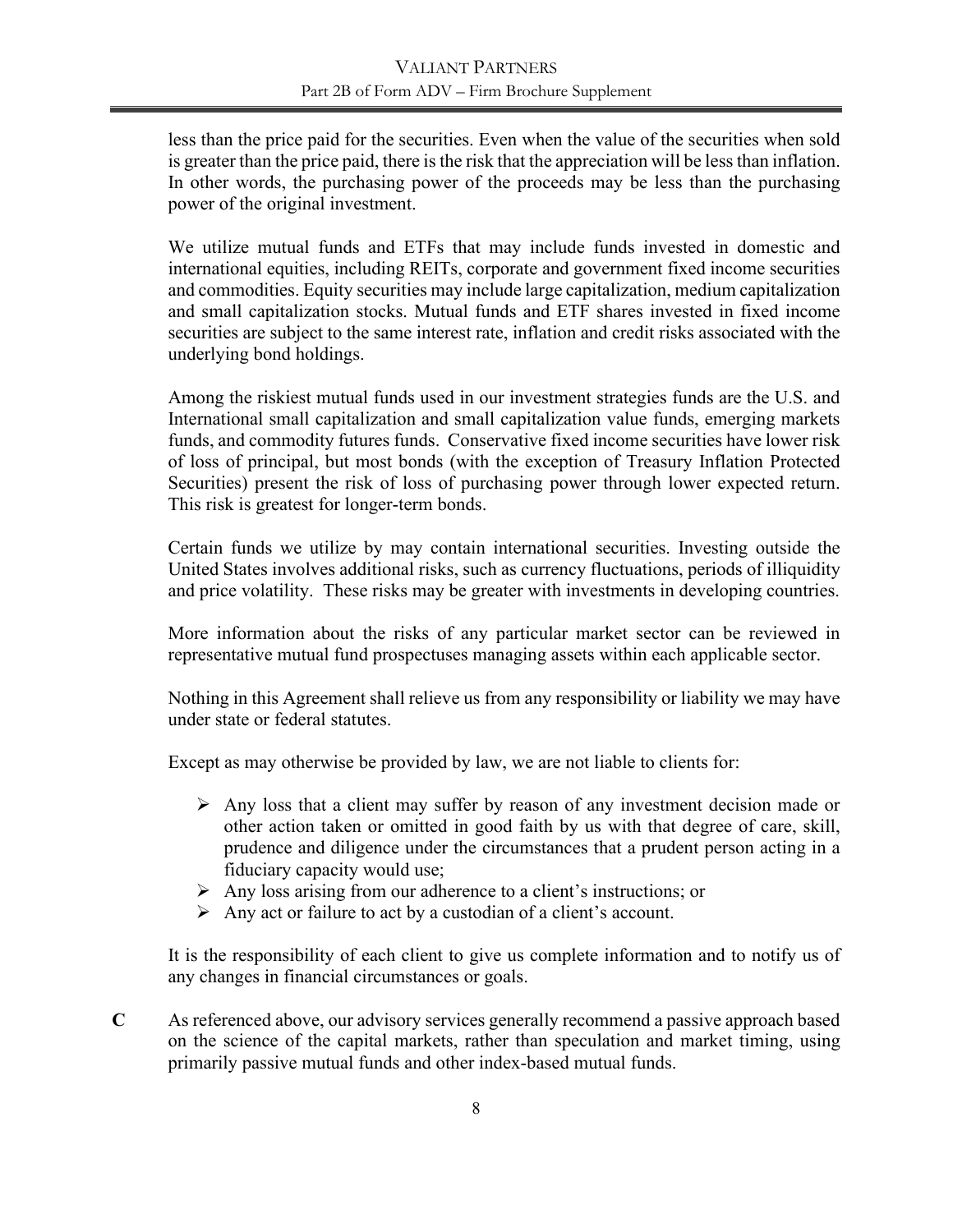less than the price paid for the securities. Even when the value of the securities when sold is greater than the price paid, there is the risk that the appreciation will be less than inflation. In other words, the purchasing power of the proceeds may be less than the purchasing power of the original investment.

We utilize mutual funds and ETFs that may include funds invested in domestic and international equities, including REITs, corporate and government fixed income securities and commodities. Equity securities may include large capitalization, medium capitalization and small capitalization stocks. Mutual funds and ETF shares invested in fixed income securities are subject to the same interest rate, inflation and credit risks associated with the underlying bond holdings.

Among the riskiest mutual funds used in our investment strategies funds are the U.S. and International small capitalization and small capitalization value funds, emerging markets funds, and commodity futures funds. Conservative fixed income securities have lower risk of loss of principal, but most bonds (with the exception of Treasury Inflation Protected Securities) present the risk of loss of purchasing power through lower expected return. This risk is greatest for longer-term bonds.

Certain funds we utilize by may contain international securities. Investing outside the United States involves additional risks, such as currency fluctuations, periods of illiquidity and price volatility. These risks may be greater with investments in developing countries.

More information about the risks of any particular market sector can be reviewed in representative mutual fund prospectuses managing assets within each applicable sector.

Nothing in this Agreement shall relieve us from any responsibility or liability we may have under state or federal statutes.

Except as may otherwise be provided by law, we are not liable to clients for:

- Any loss that a client may suffer by reason of any investment decision made or other action taken or omitted in good faith by us with that degree of care, skill, prudence and diligence under the circumstances that a prudent person acting in a fiduciary capacity would use;
- Any loss arising from our adherence to a client's instructions; or
- Any act or failure to act by a custodian of a client's account.

It is the responsibility of each client to give us complete information and to notify us of any changes in financial circumstances or goals.

**C** As referenced above, our advisory services generally recommend a passive approach based on the science of the capital markets, rather than speculation and market timing, using primarily passive mutual funds and other index-based mutual funds.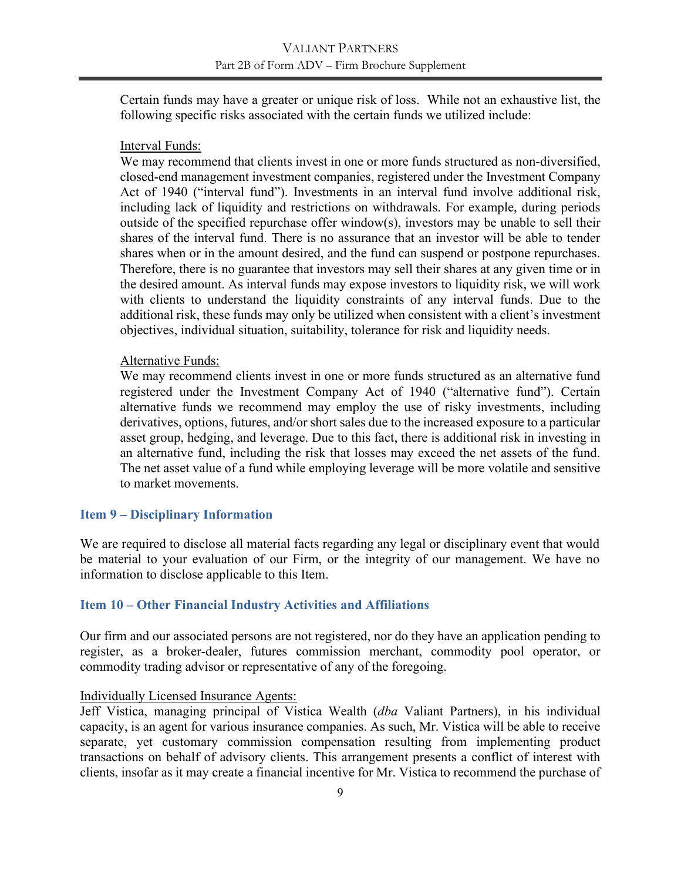Certain funds may have a greater or unique risk of loss. While not an exhaustive list, the following specific risks associated with the certain funds we utilized include:

Interval Funds:

We may recommend that clients invest in one or more funds structured as non-diversified, closed-end management investment companies, registered under the Investment Company Act of 1940 ("interval fund"). Investments in an interval fund involve additional risk, including lack of liquidity and restrictions on withdrawals. For example, during periods outside of the specified repurchase offer window(s), investors may be unable to sell their shares of the interval fund. There is no assurance that an investor will be able to tender shares when or in the amount desired, and the fund can suspend or postpone repurchases. Therefore, there is no guarantee that investors may sell their shares at any given time or in the desired amount. As interval funds may expose investors to liquidity risk, we will work with clients to understand the liquidity constraints of any interval funds. Due to the additional risk, these funds may only be utilized when consistent with a client's investment objectives, individual situation, suitability, tolerance for risk and liquidity needs.

Alternative Funds:

We may recommend clients invest in one or more funds structured as an alternative fund registered under the Investment Company Act of 1940 ("alternative fund"). Certain alternative funds we recommend may employ the use of risky investments, including derivatives, options, futures, and/or short sales due to the increased exposure to a particular asset group, hedging, and leverage. Due to this fact, there is additional risk in investing in an alternative fund, including the risk that losses may exceed the net assets of the fund. The net asset value of a fund while employing leverage will be more volatile and sensitive to market movements.

## Item 9 – Disciplinary Information

We are required to disclose all material facts regarding any legal or disciplinary event that would be material to your evaluation of our Firm, or the integrity of our management. We have no information to disclose applicable to this Item.

## Item 10 – Other Financial Industry Activities and Affiliations

Our firm and our associated persons are not registered, nor do they have an application pending to register, as a broker-dealer, futures commission merchant, commodity pool operator, or commodity trading advisor or representative of any of the foregoing.

Individually Licensed Insurance Agents:

Jeff Vistica, managing principal of Vistica Wealth (*dba* Valiant Partners), in his individual capacity, is an agent for various insurance companies. As such, Mr. Vistica will be able to receive separate, yet customary commission compensation resulting from implementing product transactions on behalf of advisory clients. This arrangement presents a conflict of interest with clients, insofar as it may create a financial incentive for Mr. Vistica to recommend the purchase of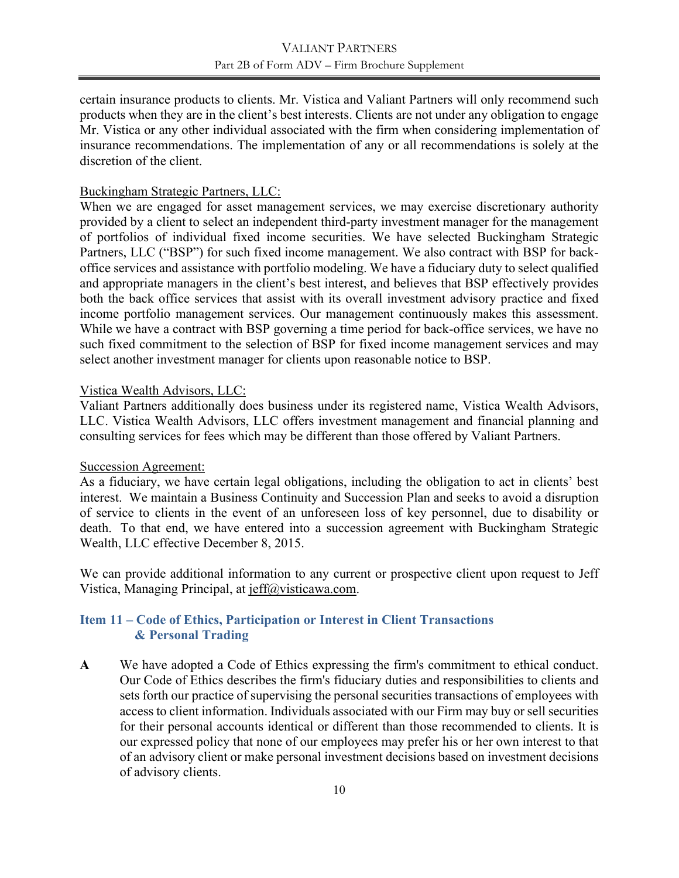certain insurance products to clients. Mr. Vistica and Valiant Partners will only recommend such products when they are in the client's best interests. Clients are not under any obligation to engage Mr. Vistica or any other individual associated with the firm when considering implementation of insurance recommendations. The implementation of any or all recommendations is solely at the discretion of the client.

Buckingham Strategic Partners, LLC:

When we are engaged for asset management services, we may exercise discretionary authority provided by a client to select an independent third-party investment manager for the management of portfolios of individual fixed income securities. We have selected Buckingham Strategic Partners, LLC ("BSP") for such fixed income management. We also contract with BSP for back-office services and assistance with portfolio modeling. We have a fiduciary duty to select qualified and appropriate managers in the client's best interest, and believes that BSP effectively provides both the back office services that assist with its overall investment advisory practice and fixed income portfolio management services. Our management continuously makes this assessment. While we have a contract with BSP governing a time period for back-office services, we have no such fixed commitment to the selection of BSP for fixed income management services and may select another investment manager for clients upon reasonable notice to BSP.

Vistica Wealth Advisors, LLC:

Valiant Partners additionally does business under its registered name, Vistica Wealth Advisors, LLC. Vistica Wealth Advisors, LLC offers investment management and financial planning and consulting services for fees which may be different than those offered by Valiant Partners.

Succession Agreement:

As a fiduciary, we have certain legal obligations, including the obligation to act in clients' best interest. We maintain a Business Continuity and Succession Plan and seeks to avoid a disruption of service to clients in the event of an unforeseen loss of key personnel, due to disability or death. To that end, we have entered into a succession agreement with Buckingham Strategic Wealth, LLC effective December 8, 2015.

We can provide additional information to any current or prospective client upon request to Jeff Vistica, Managing Principal, at jeff@visticawa.com.

## Item 11 – Code of Ethics, Participation or Interest in Client Transactions & Personal Trading

**A** We have adopted a Code of Ethics expressing the firm's commitment to ethical conduct. Our Code of Ethics describes the firm's fiduciary duties and responsibilities to clients and sets forth our practice of supervising the personal securities transactions of employees with access to client information. Individuals associated with our Firm may buy or sell securities for their personal accounts identical or different than those recommended to clients. It is our expressed policy that none of our employees may prefer his or her own interest to that of an advisory client or make personal investment decisions based on investment decisions of advisory clients.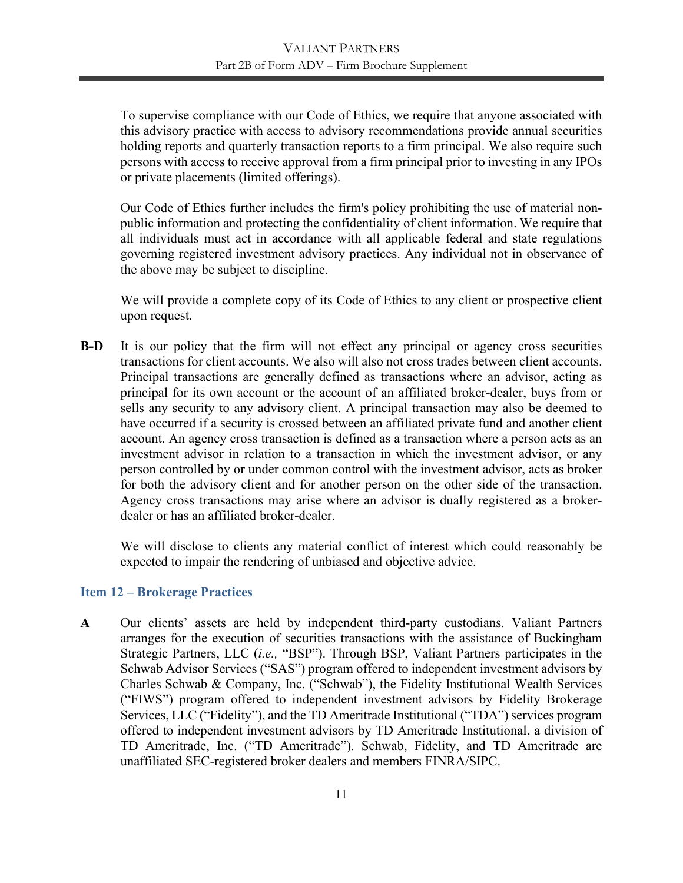To supervise compliance with our Code of Ethics, we require that anyone associated with this advisory practice with access to advisory recommendations provide annual securities holding reports and quarterly transaction reports to a firm principal. We also require such persons with access to receive approval from a firm principal prior to investing in any IPOs or private placements (limited offerings).

Our Code of Ethics further includes the firm's policy prohibiting the use of material non-public information and protecting the confidentiality of client information. We require that all individuals must act in accordance with all applicable federal and state regulations governing registered investment advisory practices. Any individual not in observance of the above may be subject to discipline.

We will provide a complete copy of its Code of Ethics to any client or prospective client upon request.

**B-D** It is our policy that the firm will not effect any principal or agency cross securities transactions for client accounts. We also will also not cross trades between client accounts. Principal transactions are generally defined as transactions where an advisor, acting as principal for its own account or the account of an affiliated broker-dealer, buys from or sells any security to any advisory client. A principal transaction may also be deemed to have occurred if a security is crossed between an affiliated private fund and another client account. An agency cross transaction is defined as a transaction where a person acts as an investment advisor in relation to a transaction in which the investment advisor, or any person controlled by or under common control with the investment advisor, acts as broker for both the advisory client and for another person on the other side of the transaction. Agency cross transactions may arise where an advisor is dually registered as a broker-dealer or has an affiliated broker-dealer.

We will disclose to clients any material conflict of interest which could reasonably be expected to impair the rendering of unbiased and objective advice.

## Item 12 – Brokerage Practices

**A** Our clients' assets are held by independent third-party custodians. Valiant Partners arranges for the execution of securities transactions with the assistance of Buckingham Strategic Partners, LLC (*i.e.,* "BSP"). Through BSP, Valiant Partners participates in the Schwab Advisor Services ("SAS") program offered to independent investment advisors by Charles Schwab & Company, Inc. ("Schwab"), the Fidelity Institutional Wealth Services ("FIWS") program offered to independent investment advisors by Fidelity Brokerage Services, LLC ("Fidelity"), and the TD Ameritrade Institutional ("TDA") services program offered to independent investment advisors by TD Ameritrade Institutional, a division of TD Ameritrade, Inc. ("TD Ameritrade"). Schwab, Fidelity, and TD Ameritrade are unaffiliated SEC-registered broker dealers and members FINRA/SIPC.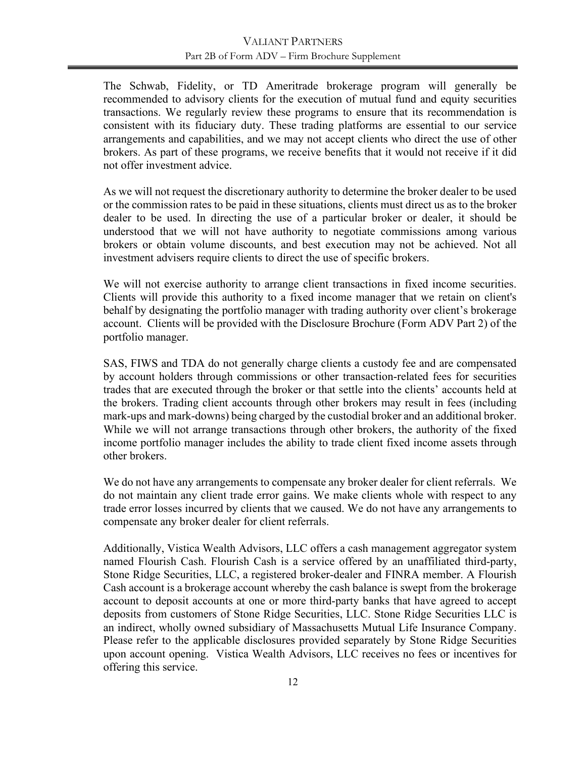The Schwab, Fidelity, or TD Ameritrade brokerage program will generally be recommended to advisory clients for the execution of mutual fund and equity securities transactions. We regularly review these programs to ensure that its recommendation is consistent with its fiduciary duty. These trading platforms are essential to our service arrangements and capabilities, and we may not accept clients who direct the use of other brokers. As part of these programs, we receive benefits that it would not receive if it did not offer investment advice.

As we will not request the discretionary authority to determine the broker dealer to be used or the commission rates to be paid in these situations, clients must direct us as to the broker dealer to be used. In directing the use of a particular broker or dealer, it should be understood that we will not have authority to negotiate commissions among various brokers or obtain volume discounts, and best execution may not be achieved. Not all investment advisers require clients to direct the use of specific brokers.

We will not exercise authority to arrange client transactions in fixed income securities. Clients will provide this authority to a fixed income manager that we retain on client's behalf by designating the portfolio manager with trading authority over client's brokerage account. Clients will be provided with the Disclosure Brochure (Form ADV Part 2) of the portfolio manager.

SAS, FIWS and TDA do not generally charge clients a custody fee and are compensated by account holders through commissions or other transaction-related fees for securities trades that are executed through the broker or that settle into the clients' accounts held at the brokers. Trading client accounts through other brokers may result in fees (including mark-ups and mark-downs) being charged by the custodial broker and an additional broker. While we will not arrange transactions through other brokers, the authority of the fixed income portfolio manager includes the ability to trade client fixed income assets through other brokers.

We do not have any arrangements to compensate any broker dealer for client referrals. We do not maintain any client trade error gains. We make clients whole with respect to any trade error losses incurred by clients that we caused. We do not have any arrangements to compensate any broker dealer for client referrals.

Additionally, Vistica Wealth Advisors, LLC offers a cash management aggregator system named Flourish Cash. Flourish Cash is a service offered by an unaffiliated third-party, Stone Ridge Securities, LLC, a registered broker-dealer and FINRA member. A Flourish Cash account is a brokerage account whereby the cash balance is swept from the brokerage account to deposit accounts at one or more third-party banks that have agreed to accept deposits from customers of Stone Ridge Securities, LLC. Stone Ridge Securities LLC is an indirect, wholly owned subsidiary of Massachusetts Mutual Life Insurance Company. Please refer to the applicable disclosures provided separately by Stone Ridge Securities upon account opening. Vistica Wealth Advisors, LLC receives no fees or incentives for offering this service.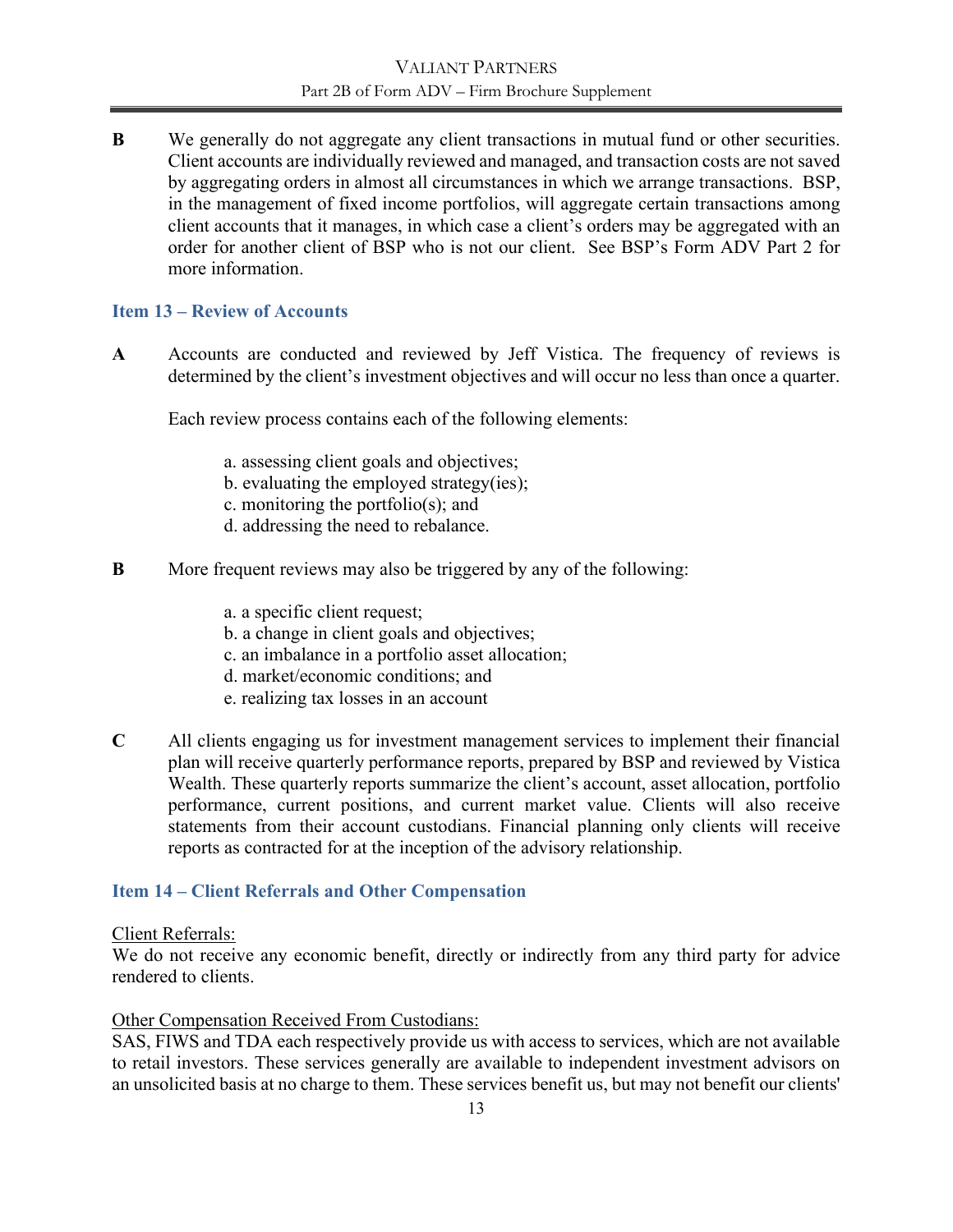**B** We generally do not aggregate any client transactions in mutual fund or other securities. Client accounts are individually reviewed and managed, and transaction costs are not saved by aggregating orders in almost all circumstances in which we arrange transactions. BSP, in the management of fixed income portfolios, will aggregate certain transactions among client accounts that it manages, in which case a client's orders may be aggregated with an order for another client of BSP who is not our client. See BSP's Form ADV Part 2 for more information.

### Item 13 – Review of Accounts

**A** Accounts are conducted and reviewed by Jeff Vistica. The frequency of reviews is determined by the client's investment objectives and will occur no less than once a quarter.

Each review process contains each of the following elements:

a. assessing client goals and objectives;
b. evaluating the employed strategy(ies);
c. monitoring the portfolio(s); and
d. addressing the need to rebalance.

**B** More frequent reviews may also be triggered by any of the following:

a. a specific client request;
b. a change in client goals and objectives;
c. an imbalance in a portfolio asset allocation;
d. market/economic conditions; and
e. realizing tax losses in an account

**C** All clients engaging us for investment management services to implement their financial plan will receive quarterly performance reports, prepared by BSP and reviewed by Vistica Wealth. These quarterly reports summarize the client's account, asset allocation, portfolio performance, current positions, and current market value. Clients will also receive statements from their account custodians. Financial planning only clients will receive reports as contracted for at the inception of the advisory relationship.

### Item 14 – Client Referrals and Other Compensation

Client Referrals:
We do not receive any economic benefit, directly or indirectly from any third party for advice rendered to clients.

Other Compensation Received From Custodians:
SAS, FIWS and TDA each respectively provide us with access to services, which are not available to retail investors. These services generally are available to independent investment advisors on an unsolicited basis at no charge to them. These services benefit us, but may not benefit our clients'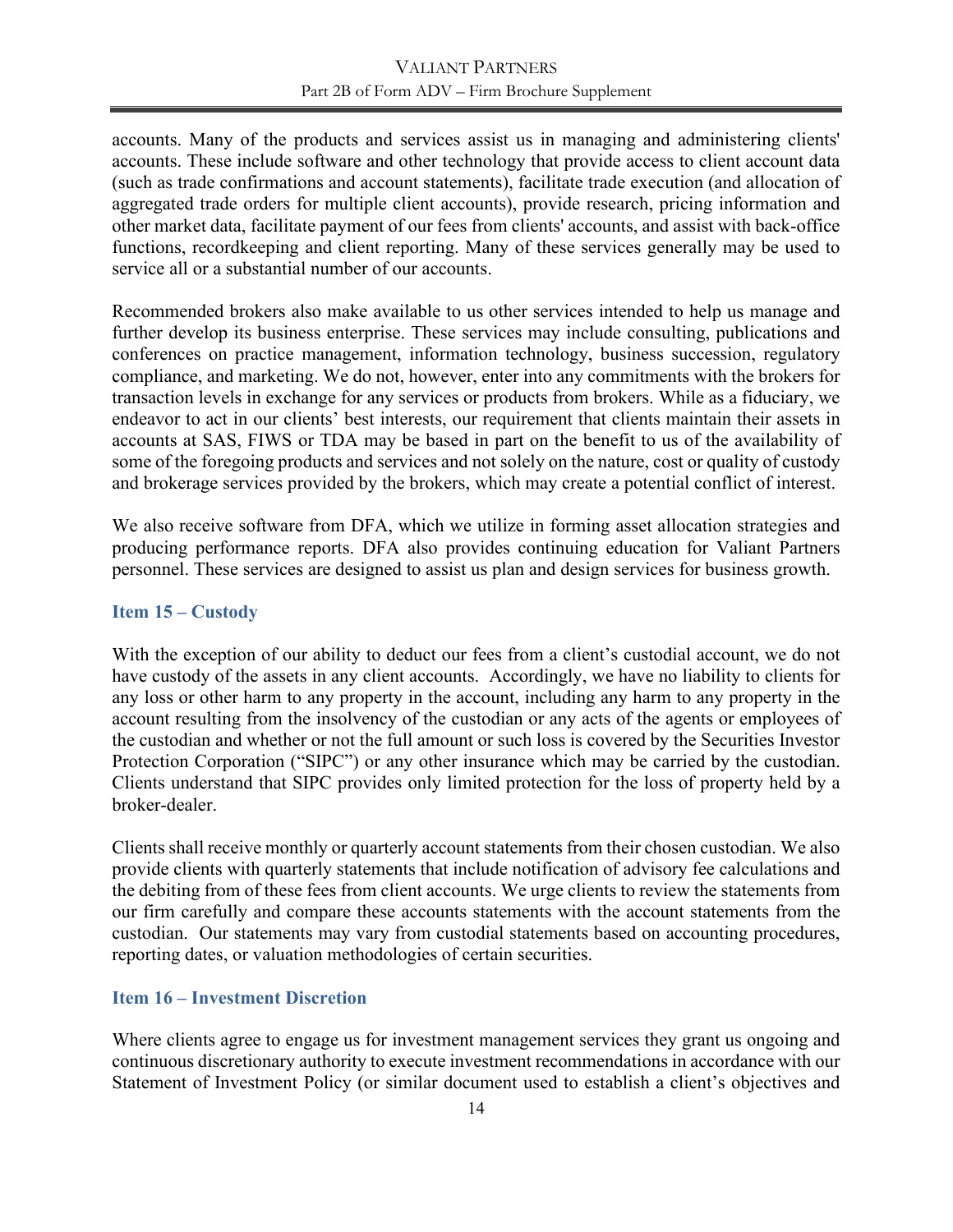accounts. Many of the products and services assist us in managing and administering clients' accounts. These include software and other technology that provide access to client account data (such as trade confirmations and account statements), facilitate trade execution (and allocation of aggregated trade orders for multiple client accounts), provide research, pricing information and other market data, facilitate payment of our fees from clients' accounts, and assist with back-office functions, recordkeeping and client reporting. Many of these services generally may be used to service all or a substantial number of our accounts.

Recommended brokers also make available to us other services intended to help us manage and further develop its business enterprise. These services may include consulting, publications and conferences on practice management, information technology, business succession, regulatory compliance, and marketing. We do not, however, enter into any commitments with the brokers for transaction levels in exchange for any services or products from brokers. While as a fiduciary, we endeavor to act in our clients' best interests, our requirement that clients maintain their assets in accounts at SAS, FIWS or TDA may be based in part on the benefit to us of the availability of some of the foregoing products and services and not solely on the nature, cost or quality of custody and brokerage services provided by the brokers, which may create a potential conflict of interest.

We also receive software from DFA, which we utilize in forming asset allocation strategies and producing performance reports. DFA also provides continuing education for Valiant Partners personnel. These services are designed to assist us plan and design services for business growth.

## Item 15 – Custody

With the exception of our ability to deduct our fees from a client's custodial account, we do not have custody of the assets in any client accounts. Accordingly, we have no liability to clients for any loss or other harm to any property in the account, including any harm to any property in the account resulting from the insolvency of the custodian or any acts of the agents or employees of the custodian and whether or not the full amount or such loss is covered by the Securities Investor Protection Corporation ("SIPC") or any other insurance which may be carried by the custodian. Clients understand that SIPC provides only limited protection for the loss of property held by a broker-dealer.

Clients shall receive monthly or quarterly account statements from their chosen custodian. We also provide clients with quarterly statements that include notification of advisory fee calculations and the debiting from of these fees from client accounts. We urge clients to review the statements from our firm carefully and compare these accounts statements with the account statements from the custodian. Our statements may vary from custodial statements based on accounting procedures, reporting dates, or valuation methodologies of certain securities.

## Item 16 – Investment Discretion

Where clients agree to engage us for investment management services they grant us ongoing and continuous discretionary authority to execute investment recommendations in accordance with our Statement of Investment Policy (or similar document used to establish a client's objectives and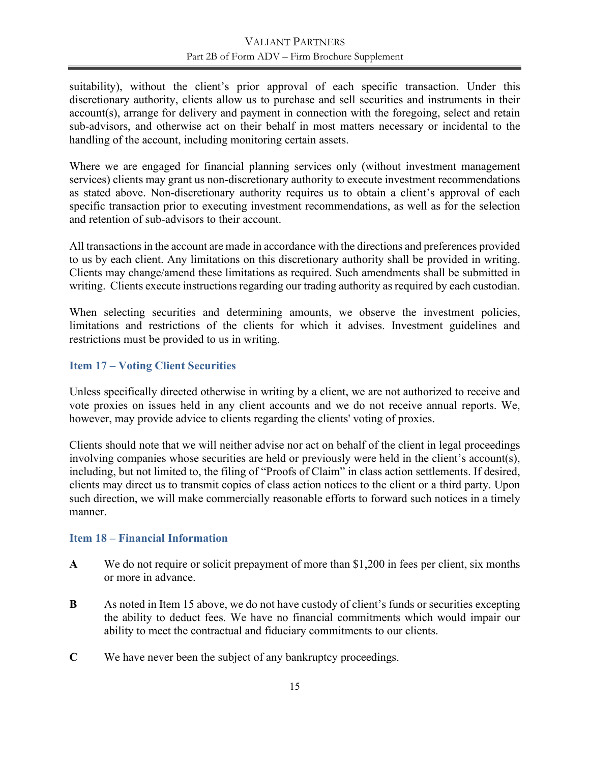suitability), without the client's prior approval of each specific transaction. Under this discretionary authority, clients allow us to purchase and sell securities and instruments in their account(s), arrange for delivery and payment in connection with the foregoing, select and retain sub-advisors, and otherwise act on their behalf in most matters necessary or incidental to the handling of the account, including monitoring certain assets.

Where we are engaged for financial planning services only (without investment management services) clients may grant us non-discretionary authority to execute investment recommendations as stated above. Non-discretionary authority requires us to obtain a client's approval of each specific transaction prior to executing investment recommendations, as well as for the selection and retention of sub-advisors to their account.

All transactions in the account are made in accordance with the directions and preferences provided to us by each client. Any limitations on this discretionary authority shall be provided in writing. Clients may change/amend these limitations as required. Such amendments shall be submitted in writing. Clients execute instructions regarding our trading authority as required by each custodian.

When selecting securities and determining amounts, we observe the investment policies, limitations and restrictions of the clients for which it advises. Investment guidelines and restrictions must be provided to us in writing.

## Item 17 – Voting Client Securities

Unless specifically directed otherwise in writing by a client, we are not authorized to receive and vote proxies on issues held in any client accounts and we do not receive annual reports. We, however, may provide advice to clients regarding the clients' voting of proxies.

Clients should note that we will neither advise nor act on behalf of the client in legal proceedings involving companies whose securities are held or previously were held in the client's account(s), including, but not limited to, the filing of "Proofs of Claim" in class action settlements. If desired, clients may direct us to transmit copies of class action notices to the client or a third party. Upon such direction, we will make commercially reasonable efforts to forward such notices in a timely manner.

## Item 18 – Financial Information

**A** We do not require or solicit prepayment of more than $1,200 in fees per client, six months or more in advance.

**B** As noted in Item 15 above, we do not have custody of client's funds or securities excepting the ability to deduct fees. We have no financial commitments which would impair our ability to meet the contractual and fiduciary commitments to our clients.

**C** We have never been the subject of any bankruptcy proceedings.